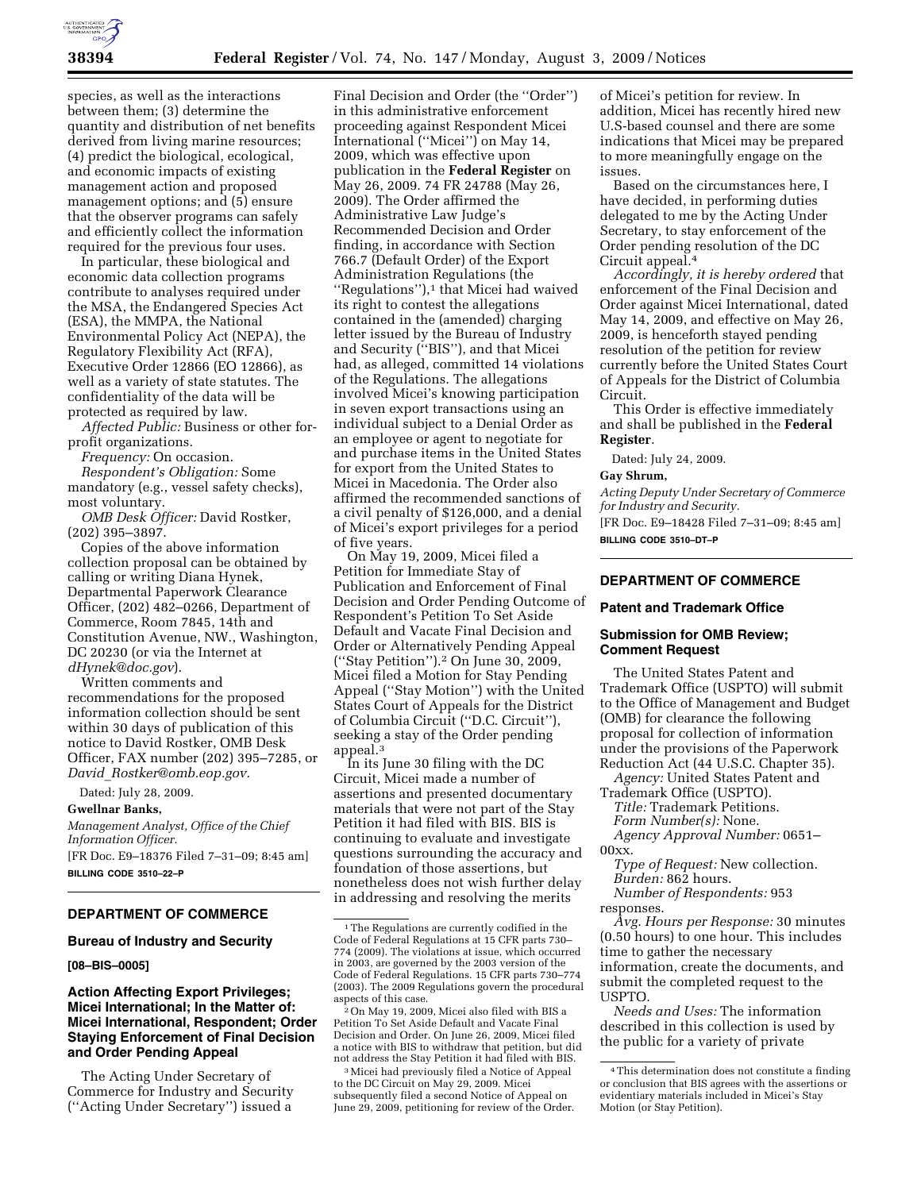species, as well as the interactions between them; (3) determine the quantity and distribution of net benefits derived from living marine resources; (4) predict the biological, ecological, and economic impacts of existing management action and proposed management options; and (5) ensure that the observer programs can safely and efficiently collect the information required for the previous four uses.

In particular, these biological and economic data collection programs contribute to analyses required under the MSA, the Endangered Species Act (ESA), the MMPA, the National Environmental Policy Act (NEPA), the Regulatory Flexibility Act (RFA), Executive Order 12866 (EO 12866), as well as a variety of state statutes. The confidentiality of the data will be protected as required by law.

*Affected Public:* Business or other for-profit organizations.

*Frequency:* On occasion.

*Respondent's Obligation:* Some mandatory (e.g., vessel safety checks), most voluntary.

*OMB Desk Officer:* David Rostker, (202) 395–3897.

Copies of the above information collection proposal can be obtained by calling or writing Diana Hynek, Departmental Paperwork Clearance Officer, (202) 482–0266, Department of Commerce, Room 7845, 14th and Constitution Avenue, NW., Washington, DC 20230 (or via the Internet at *dHynek@doc.gov*).

Written comments and recommendations for the proposed information collection should be sent within 30 days of publication of this notice to David Rostker, OMB Desk Officer, FAX number (202) 395–7285, or *David_Rostker@omb.eop.gov*.

Dated: July 28, 2009.

**Gwellnar Banks,**

*Management Analyst, Office of the Chief Information Officer.*

[FR Doc. E9–18376 Filed 7–31–09; 8:45 am]

**BILLING CODE 3510–22–P**

## DEPARTMENT OF COMMERCE

### Bureau of Industry and Security

**[08–BIS–0005]**

### Action Affecting Export Privileges; Micei International; In the Matter of: Micei International, Respondent; Order Staying Enforcement of Final Decision and Order Pending Appeal

The Acting Under Secretary of Commerce for Industry and Security (''Acting Under Secretary'') issued a Final Decision and Order (the ''Order'') in this administrative enforcement proceeding against Respondent Micei International (''Micei'') on May 14, 2009, which was effective upon publication in the **Federal Register** on May 26, 2009. 74 FR 24788 (May 26, 2009). The Order affirmed the Administrative Law Judge's Recommended Decision and Order finding, in accordance with Section 766.7 (Default Order) of the Export Administration Regulations (the ''Regulations''),[1] that Micei had waived its right to contest the allegations contained in the (amended) charging letter issued by the Bureau of Industry and Security (''BIS''), and that Micei had, as alleged, committed 14 violations of the Regulations. The allegations involved Micei's knowing participation in seven export transactions using an individual subject to a Denial Order as an employee or agent to negotiate for and purchase items in the United States for export from the United States to Micei in Macedonia. The Order also affirmed the recommended sanctions of a civil penalty of $126,000, and a denial of Micei's export privileges for a period of five years.

On May 19, 2009, Micei filed a Petition for Immediate Stay of Publication and Enforcement of Final Decision and Order Pending Outcome of Respondent's Petition To Set Aside Default and Vacate Final Decision and Order or Alternatively Pending Appeal (''Stay Petition'').[2] On June 30, 2009, Micei filed a Motion for Stay Pending Appeal (''Stay Motion'') with the United States Court of Appeals for the District of Columbia Circuit (''D.C. Circuit''), seeking a stay of the Order pending appeal.[3]

In its June 30 filing with the DC Circuit, Micei made a number of assertions and presented documentary materials that were not part of the Stay Petition it had filed with BIS. BIS is continuing to evaluate and investigate questions surrounding the accuracy and foundation of those assertions, but nonetheless does not wish further delay in addressing and resolving the merits of Micei's petition for review. In addition, Micei has recently hired new U.S-based counsel and there are some indications that Micei may be prepared to more meaningfully engage on the issues.

Based on the circumstances here, I have decided, in performing duties delegated to me by the Acting Under Secretary, to stay enforcement of the Order pending resolution of the DC Circuit appeal.[4]

*Accordingly, it is hereby ordered* that enforcement of the Final Decision and Order against Micei International, dated May 14, 2009, and effective on May 26, 2009, is henceforth stayed pending resolution of the petition for review currently before the United States Court of Appeals for the District of Columbia Circuit.

This Order is effective immediately and shall be published in the **Federal Register**.

Dated: July 24, 2009.

**Gay Shrum,**

*Acting Deputy Under Secretary of Commerce for Industry and Security.*

[FR Doc. E9–18428 Filed 7–31–09; 8:45 am]

**BILLING CODE 3510–DT–P**

[1] The Regulations are currently codified in the Code of Federal Regulations at 15 CFR parts 730–774 (2009). The violations at issue, which occurred in 2003, are governed by the 2003 version of the Code of Federal Regulations. 15 CFR parts 730–774 (2003). The 2009 Regulations govern the procedural aspects of this case.

[2] On May 19, 2009, Micei also filed with BIS a Petition To Set Aside Default and Vacate Final Decision and Order. On June 26, 2009, Micei filed a notice with BIS to withdraw that petition, but did not address the Stay Petition it had filed with BIS.

[3] Micei had previously filed a Notice of Appeal to the DC Circuit on May 29, 2009. Micei subsequently filed a second Notice of Appeal on June 29, 2009, petitioning for review of the Order.

[4] This determination does not constitute a finding or conclusion that BIS agrees with the assertions or evidentiary materials included in Micei's Stay Motion (or Stay Petition).

## DEPARTMENT OF COMMERCE

### Patent and Trademark Office

### Submission for OMB Review; Comment Request

The United States Patent and Trademark Office (USPTO) will submit to the Office of Management and Budget (OMB) for clearance the following proposal for collection of information under the provisions of the Paperwork Reduction Act (44 U.S.C. Chapter 35).

*Agency:* United States Patent and Trademark Office (USPTO).

*Title:* Trademark Petitions.

*Form Number(s):* None.

*Agency Approval Number:* 0651–00xx.

*Type of Request:* New collection.

*Burden:* 862 hours.

*Number of Respondents:* 953 responses.

*Avg. Hours per Response:* 30 minutes (0.50 hours) to one hour. This includes time to gather the necessary information, create the documents, and submit the completed request to the USPTO.

*Needs and Uses:* The information described in this collection is used by the public for a variety of private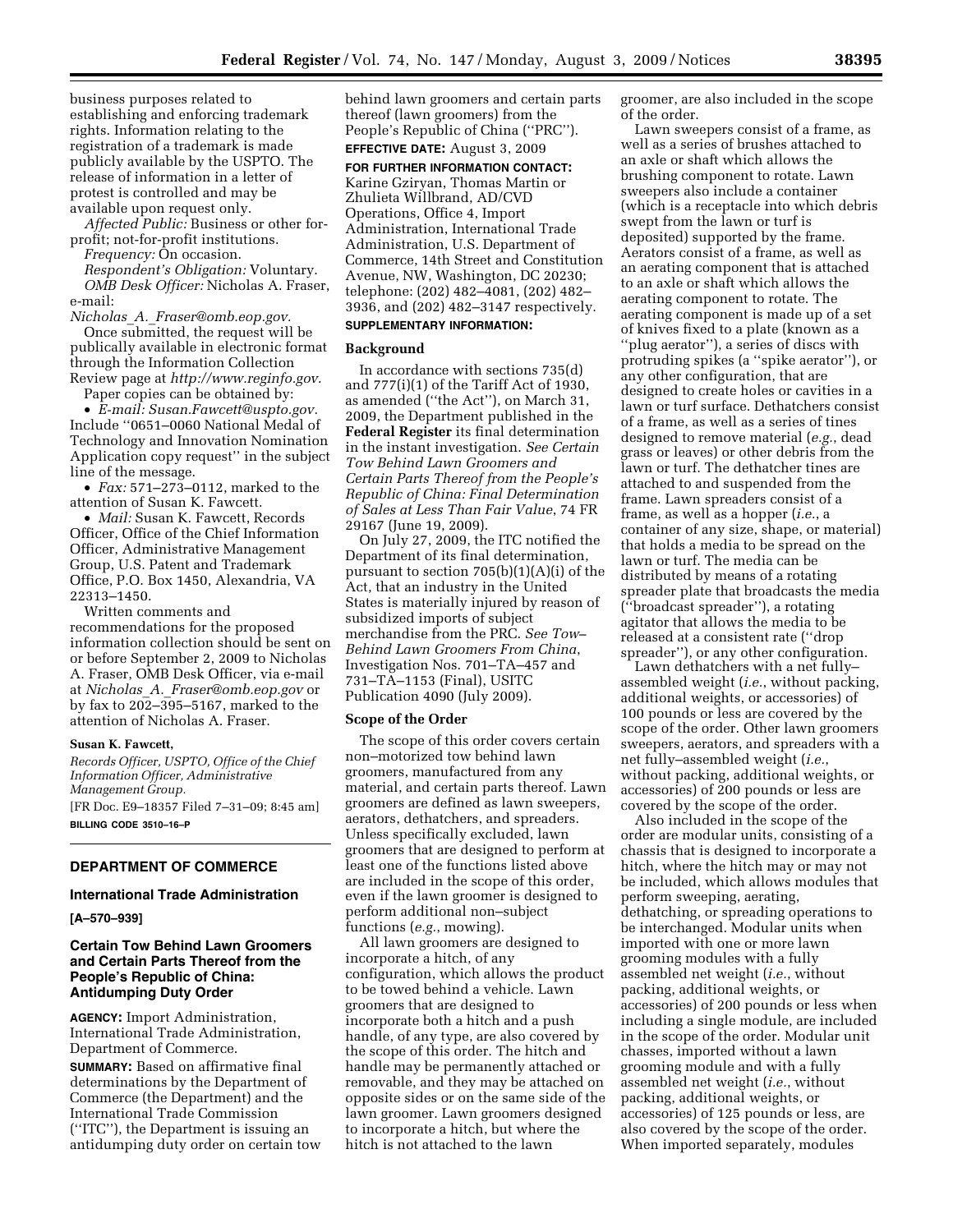business purposes related to establishing and enforcing trademark rights. Information relating to the registration of a trademark is made publicly available by the USPTO. The release of information in a letter of protest is controlled and may be available upon request only.

*Affected Public:* Business or other for-profit; not-for-profit institutions.

*Frequency:* On occasion.

*Respondent's Obligation:* Voluntary.

*OMB Desk Officer:* Nicholas A. Fraser, e-mail: *Nicholas_A._Fraser@omb.eop.gov.*

Once submitted, the request will be publically available in electronic format through the Information Collection Review page at *http://www.reginfo.gov*.

Paper copies can be obtained by:

- *E-mail: Susan.Fawcett@uspto.gov.* Include ''0651–0060 National Medal of Technology and Innovation Nomination Application copy request'' in the subject line of the message.
- *Fax:* 571–273–0112, marked to the attention of Susan K. Fawcett.
- *Mail:* Susan K. Fawcett, Records Officer, Office of the Chief Information Officer, Administrative Management Group, U.S. Patent and Trademark Office, P.O. Box 1450, Alexandria, VA 22313–1450.

Written comments and recommendations for the proposed information collection should be sent on or before September 2, 2009 to Nicholas A. Fraser, OMB Desk Officer, via e-mail at *Nicholas_A._Fraser@omb.eop.gov* or by fax to 202–395–5167, marked to the attention of Nicholas A. Fraser.

**Susan K. Fawcett,**

*Records Officer, USPTO, Office of the Chief Information Officer, Administrative Management Group.*

[FR Doc. E9–18357 Filed 7–31–09; 8:45 am]

**BILLING CODE 3510–16–P**

## DEPARTMENT OF COMMERCE

### International Trade Administration

**[A–570–939]**

### Certain Tow Behind Lawn Groomers and Certain Parts Thereof from the People's Republic of China: Antidumping Duty Order

**AGENCY:** Import Administration, International Trade Administration, Department of Commerce.

**SUMMARY:** Based on affirmative final determinations by the Department of Commerce (the Department) and the International Trade Commission (''ITC''), the Department is issuing an antidumping duty order on certain tow behind lawn groomers and certain parts thereof (lawn groomers) from the People's Republic of China (''PRC'').

**EFFECTIVE DATE:** August 3, 2009

**FOR FURTHER INFORMATION CONTACT:** Karine Gziryan, Thomas Martin or Zhulieta Willbrand, AD/CVD Operations, Office 4, Import Administration, International Trade Administration, U.S. Department of Commerce, 14th Street and Constitution Avenue, NW, Washington, DC 20230; telephone: (202) 482–4081, (202) 482–3936, and (202) 482–3147 respectively.

**SUPPLEMENTARY INFORMATION:**

### Background

In accordance with sections 735(d) and 777(i)(1) of the Tariff Act of 1930, as amended (''the Act''), on March 31, 2009, the Department published in the **Federal Register** its final determination in the instant investigation. *See Certain Tow Behind Lawn Groomers and Certain Parts Thereof from the People's Republic of China: Final Determination of Sales at Less Than Fair Value*, 74 FR 29167 (June 19, 2009).

On July 27, 2009, the ITC notified the Department of its final determination, pursuant to section 705(b)(1)(A)(i) of the Act, that an industry in the United States is materially injured by reason of subsidized imports of subject merchandise from the PRC. *See Tow–Behind Lawn Groomers From China*, Investigation Nos. 701–TA–457 and 731–TA–1153 (Final), USITC Publication 4090 (July 2009).

### Scope of the Order

The scope of this order covers certain non–motorized tow behind lawn groomers, manufactured from any material, and certain parts thereof. Lawn groomers are defined as lawn sweepers, aerators, dethatchers, and spreaders. Unless specifically excluded, lawn groomers that are designed to perform at least one of the functions listed above are included in the scope of this order, even if the lawn groomer is designed to perform additional non–subject functions (*e.g.*, mowing).

All lawn groomers are designed to incorporate a hitch, of any configuration, which allows the product to be towed behind a vehicle. Lawn groomers that are designed to incorporate both a hitch and a push handle, of any type, are also covered by the scope of this order. The hitch and handle may be permanently attached or removable, and they may be attached on opposite sides or on the same side of the lawn groomer. Lawn groomers designed to incorporate a hitch, but where the hitch is not attached to the lawn groomer, are also included in the scope of the order.

Lawn sweepers consist of a frame, as well as a series of brushes attached to an axle or shaft which allows the brushing component to rotate. Lawn sweepers also include a container (which is a receptacle into which debris swept from the lawn or turf is deposited) supported by the frame. Aerators consist of a frame, as well as an aerating component that is attached to an axle or shaft which allows the aerating component to rotate. The aerating component is made up of a set of knives fixed to a plate (known as a ''plug aerator''), a series of discs with protruding spikes (a ''spike aerator''), or any other configuration, that are designed to create holes or cavities in a lawn or turf surface. Dethatchers consist of a frame, as well as a series of tines designed to remove material (*e.g.*, dead grass or leaves) or other debris from the lawn or turf. The dethatcher tines are attached to and suspended from the frame. Lawn spreaders consist of a frame, as well as a hopper (*i.e.*, a container of any size, shape, or material) that holds a media to be spread on the lawn or turf. The media can be distributed by means of a rotating spreader plate that broadcasts the media (''broadcast spreader''), a rotating agitator that allows the media to be released at a consistent rate (''drop spreader''), or any other configuration.

Lawn dethatchers with a net fully–assembled weight (*i.e.*, without packing, additional weights, or accessories) of 100 pounds or less are covered by the scope of the order. Other lawn groomers sweepers, aerators, and spreaders with a net fully–assembled weight (*i.e.*, without packing, additional weights, or accessories) of 200 pounds or less are covered by the scope of the order.

Also included in the scope of the order are modular units, consisting of a chassis that is designed to incorporate a hitch, where the hitch may or may not be included, which allows modules that perform sweeping, aerating, dethatching, or spreading operations to be interchanged. Modular units when imported with one or more lawn grooming modules with a fully assembled net weight (*i.e.*, without packing, additional weights, or accessories) of 200 pounds or less when including a single module, are included in the scope of the order. Modular unit chasses, imported without a lawn grooming module and with a fully assembled net weight (*i.e.*, without packing, additional weights, or accessories) of 125 pounds or less, are also covered by the scope of the order. When imported separately, modules